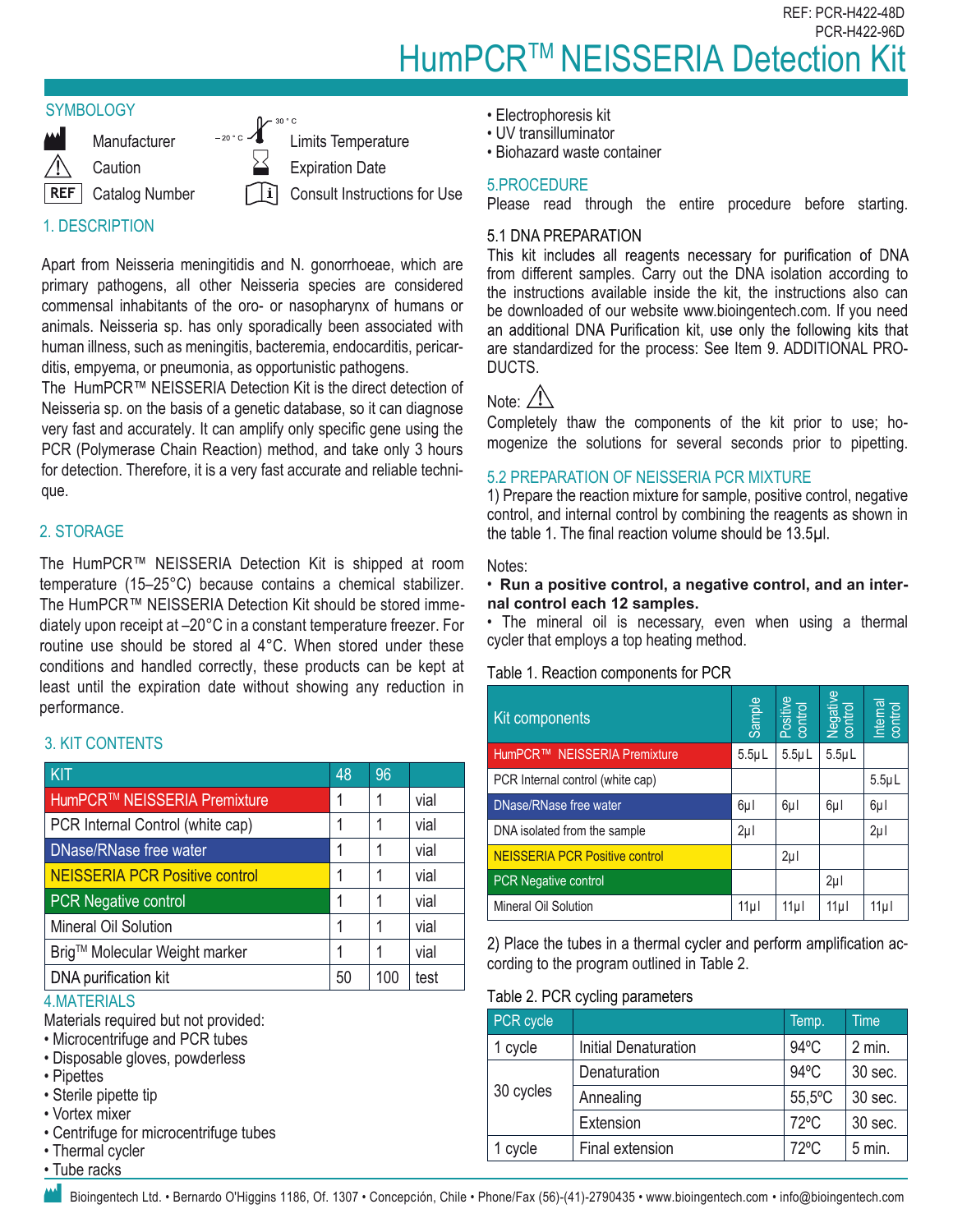REF: PCR-H422-48D
PCR-H422-96D

# HumPCR™ NEISSERIA Detection Kit

## SYMBOLOGY

- Manufacturer
- Caution
- REF Catalog Number
- Limits Temperature (–20 °C – 30 °C)
- Expiration Date
- Consult Instructions for Use

## 1. DESCRIPTION

Apart from Neisseria meningitidis and N. gonorrhoeae, which are primary pathogens, all other Neisseria species are considered commensal inhabitants of the oro- or nasopharynx of humans or animals. Neisseria sp. has only sporadically been associated with human illness, such as meningitis, bacteremia, endocarditis, pericarditis, empyema, or pneumonia, as opportunistic pathogens.

The HumPCR™ NEISSERIA Detection Kit is the direct detection of Neisseria sp. on the basis of a genetic database, so it can diagnose very fast and accurately. It can amplify only specific gene using the PCR (Polymerase Chain Reaction) method, and take only 3 hours for detection. Therefore, it is a very fast accurate and reliable technique.

## 2. STORAGE

The HumPCR™ NEISSERIA Detection Kit is shipped at room temperature (15–25°C) because contains a chemical stabilizer. The HumPCR™ NEISSERIA Detection Kit should be stored immediately upon receipt at –20°C in a constant temperature freezer. For routine use should be stored al 4°C. When stored under these conditions and handled correctly, these products can be kept at least until the expiration date without showing any reduction in performance.

## 3. KIT CONTENTS

| KIT | 48 | 96 | |
|---|---|---|---|
| HumPCR™ NEISSERIA Premixture | 1 | 1 | vial |
| PCR Internal Control (white cap) | 1 | 1 | vial |
| DNase/RNase free water | 1 | 1 | vial |
| NEISSERIA PCR Positive control | 1 | 1 | vial |
| PCR Negative control | 1 | 1 | vial |
| Mineral Oil Solution | 1 | 1 | vial |
| Brig™ Molecular Weight marker | 1 | 1 | vial |
| DNA purification kit | 50 | 100 | test |

## 4.MATERIALS

Materials required but not provided:

- Microcentrifuge and PCR tubes
- Disposable gloves, powderless
- Pipettes
- Sterile pipette tip
- Vortex mixer
- Centrifuge for microcentrifuge tubes
- Thermal cycler
- Tube racks
- Electrophoresis kit
- UV transilluminator
- Biohazard waste container

## 5.PROCEDURE

Please read through the entire procedure before starting.

### 5.1 DNA PREPARATION

This kit includes all reagents necessary for purification of DNA from different samples. Carry out the DNA isolation according to the instructions available inside the kit, the instructions also can be downloaded of our website www.bioingentech.com. If you need an additional DNA Purification kit, use only the following kits that are standardized for the process: See Item 9. ADDITIONAL PRODUCTS.

Note: ⚠

Completely thaw the components of the kit prior to use; homogenize the solutions for several seconds prior to pipetting.

### 5.2 PREPARATION OF NEISSERIA PCR MIXTURE

1) Prepare the reaction mixture for sample, positive control, negative control, and internal control by combining the reagents as shown in the table 1. The final reaction volume should be 13.5µl.

Notes:

- **Run a positive control, a negative control, and an internal control each 12 samples.**
- The mineral oil is necessary, even when using a thermal cycler that employs a top heating method.

Table 1. Reaction components for PCR

| Kit components | Sample | Positive control | Negative control | Internal control |
|---|---|---|---|---|
| HumPCR™ NEISSERIA Premixture | 5.5µL | 5.5µL | 5.5µL | |
| PCR Internal control (white cap) | | | | 5.5µL |
| DNase/RNase free water | 6µl | 6µl | 6µl | 6µl |
| DNA isolated from the sample | 2µl | | | 2µl |
| NEISSERIA PCR Positive control | | 2µl | | |
| PCR Negative control | | | 2µl | |
| Mineral Oil Solution | 11µl | 11µl | 11µl | 11µl |

2) Place the tubes in a thermal cycler and perform amplification according to the program outlined in Table 2.

Table 2. PCR cycling parameters

| PCR cycle | | Temp. | Time |
|---|---|---|---|
| 1 cycle | Initial Denaturation | 94ºC | 2 min. |
| 30 cycles | Denaturation | 94ºC | 30 sec. |
| | Annealing | 55,5ºC | 30 sec. |
| | Extension | 72ºC | 30 sec. |
| 1 cycle | Final extension | 72ºC | 5 min. |

Bioingentech Ltd. • Bernardo O'Higgins 1186, Of. 1307 • Concepción, Chile • Phone/Fax (56)-(41)-2790435 • www.bioingentech.com • info@bioingentech.com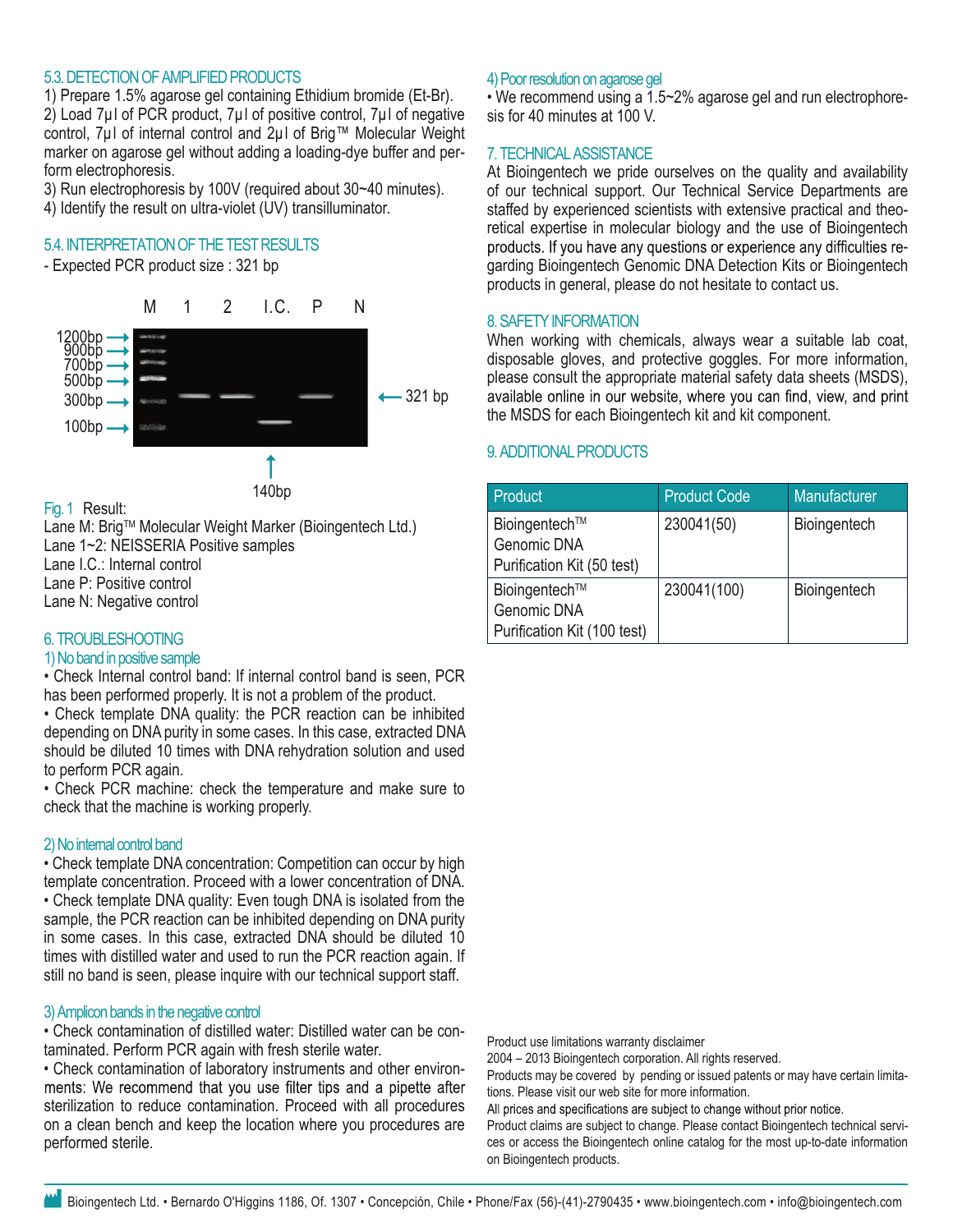### 5.3. DETECTION OF AMPLIFIED PRODUCTS

1) Prepare 1.5% agarose gel containing Ethidium bromide (Et-Br).
2) Load 7µl of PCR product, 7µl of positive control, 7µl of negative control, 7µl of internal control and 2µl of Brig™ Molecular Weight marker on agarose gel without adding a loading-dye buffer and perform electrophoresis.
3) Run electrophoresis by 100V (required about 30~40 minutes).
4) Identify the result on ultra-violet (UV) transilluminator.

### 5.4. INTERPRETATION OF THE TEST RESULTS

- Expected PCR product size : 321 bp

M 1 2 I.C. P N
1200bp
900bp
700bp
500bp
300bp
100bp
321 bp
140bp

Fig. 1 Result:
Lane M: Brig™ Molecular Weight Marker (Bioingentech Ltd.)
Lane 1~2: NEISSERIA Positive samples
Lane I.C.: Internal control
Lane P: Positive control
Lane N: Negative control

## 6. TROUBLESHOOTING

### 1) No band in positive sample

- Check Internal control band: If internal control band is seen, PCR has been performed properly. It is not a problem of the product.
- Check template DNA quality: the PCR reaction can be inhibited depending on DNA purity in some cases. In this case, extracted DNA should be diluted 10 times with DNA rehydration solution and used to perform PCR again.
- Check PCR machine: check the temperature and make sure to check that the machine is working properly.

### 2) No internal control band

- Check template DNA concentration: Competition can occur by high template concentration. Proceed with a lower concentration of DNA.
- Check template DNA quality: Even tough DNA is isolated from the sample, the PCR reaction can be inhibited depending on DNA purity in some cases. In this case, extracted DNA should be diluted 10 times with distilled water and used to run the PCR reaction again. If still no band is seen, please inquire with our technical support staff.

### 3) Amplicon bands in the negative control

- Check contamination of distilled water: Distilled water can be contaminated. Perform PCR again with fresh sterile water.
- Check contamination of laboratory instruments and other environments: We recommend that you use filter tips and a pipette after sterilization to reduce contamination. Proceed with all procedures on a clean bench and keep the location where you procedures are performed sterile.

### 4) Poor resolution on agarose gel

- We recommend using a 1.5~2% agarose gel and run electrophoresis for 40 minutes at 100 V.

## 7. TECHNICAL ASSISTANCE

At Bioingentech we pride ourselves on the quality and availability of our technical support. Our Technical Service Departments are staffed by experienced scientists with extensive practical and theoretical expertise in molecular biology and the use of Bioingentech products. If you have any questions or experience any difficulties regarding Bioingentech Genomic DNA Detection Kits or Bioingentech products in general, please do not hesitate to contact us.

## 8. SAFETY INFORMATION

When working with chemicals, always wear a suitable lab coat, disposable gloves, and protective goggles. For more information, please consult the appropriate material safety data sheets (MSDS), available online in our website, where you can find, view, and print the MSDS for each Bioingentech kit and kit component.

## 9. ADDITIONAL PRODUCTS

| Product | Product Code | Manufacturer |
|---|---|---|
| Bioingentech™ Genomic DNA Purification Kit (50 test) | 230041(50) | Bioingentech |
| Bioingentech™ Genomic DNA Purification Kit (100 test) | 230041(100) | Bioingentech |

Product use limitations warranty disclaimer
2004 – 2013 Bioingentech corporation. All rights reserved.
Products may be covered by pending or issued patents or may have certain limitations. Please visit our web site for more information.
All prices and specifications are subject to change without prior notice.
Product claims are subject to change. Please contact Bioingentech technical services or access the Bioingentech online catalog for the most up-to-date information on Bioingentech products.

Bioingentech Ltd. • Bernardo O'Higgins 1186, Of. 1307 • Concepción, Chile • Phone/Fax (56)-(41)-2790435 • www.bioingentech.com • info@bioingentech.com